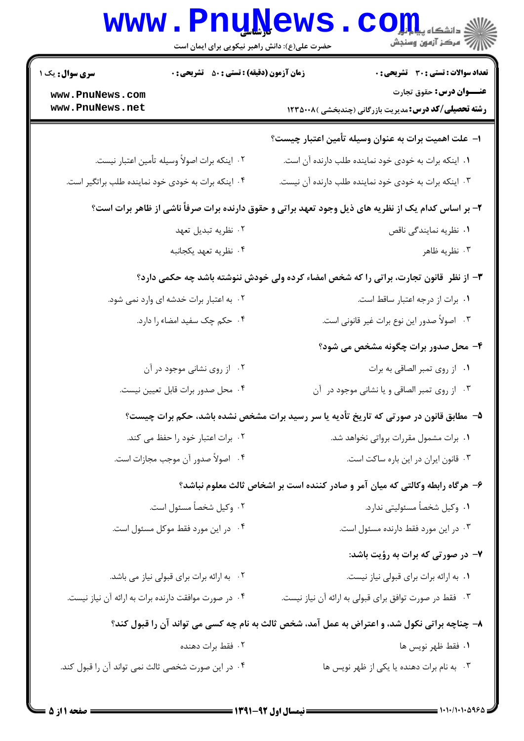کارشناسی

حضرت علی(ع): دانش راهبر نیکویی برای ایمان است

دانشگاه پیام نور
مرکز آزمون وسنجش

**سری سوال:** یک ۱

**زمان آزمون (دقیقه) : تستی : ۵۰ تشریحی : ۰**

**تعداد سوالات : تستی : ۳۰ تشریحی : ۰**

**عنــــوان درس:** حقوق تجارت

**رشته تحصیلی/کد درس:** مدیریت بازرگانی (چندبخشی )۱۲۳۵۰۰۸

www.PnuNews.com
www.PnuNews.net

**۱- علت اهمیت برات به عنوان وسیله تأمین اعتبار چیست؟**

۱. اینکه برات به خودی خود نماینده طلب دارنده آن است.

۲. اینکه برات اصولاً وسیله تأمین اعتبار نیست.

۳. اینکه برات به خودی خود نماینده طلب دارنده آن نیست.

۴. اینکه برات به خودی خود نماینده طلب براتگیر است.

**۲- بر اساس کدام یک از نظریه های ذیل وجود تعهد براتی و حقوق دارنده برات صرفاً ناشی از ظاهر برات است؟**

۱. نظریه نمایندگی ناقص

۲. نظریه تبدیل تعهد

۳. نظریه ظاهر

۴. نظریه تعهد یکجانبه

**۳- از نظر قانون تجارت، براتی را که شخص امضاء کرده ولی خودش ننوشته باشد چه حکمی دارد؟**

۱. برات از درجه اعتبار ساقط است.

۲. به اعتبار برات خدشه ای وارد نمی شود.

۳. اصولاً صدور این نوع برات غیر قانونی است.

۴. حکم چک سفید امضاء را دارد.

**۴- محل صدور برات چگونه مشخص می شود؟**

۱. از روی تمبر الصاقی به برات

۲. از روی نشانی موجود در آن

۳. از روی تمبر الصاقی و یا نشانی موجود در آن

۴. محل صدور برات قابل تعیین نیست.

**۵- مطابق قانون در صورتی که تاریخ تأدیه یا سر رسید برات مشخص نشده باشد، حکم برات چیست؟**

۱. برات مشمول مقررات برواتی نخواهد شد.

۲. برات اعتبار خود را حفظ می کند.

۳. قانون ایران در این باره ساکت است.

۴. اصولاً صدور آن موجب مجازات است.

**۶- هرگاه رابطه وکالتی که میان آمر و صادر کننده است بر اشخاص ثالث معلوم نباشد؟**

۱. وکیل شخصاً مسئولیتی ندارد.

۲. وکیل شخصاً مسئول است.

۳. در این مورد فقط دارنده مسئول است.

۴. در این مورد فقط موکل مسئول است.

**۷- در صورتی که برات به رؤیت باشد:**

۱. به ارائه برات برای قبولی نیاز نیست.

۲. به ارائه برات برای قبولی نیاز می باشد.

۳. فقط در صورت توافق برای قبولی به ارائه آن نیاز نیست.

۴. در صورت موافقت دارنده برات به ارائه آن نیاز نیست.

**۸- چناچه براتی نکول شد، و اعتراض به عمل آمد، شخص ثالث به نام چه کسی می تواند آن را قبول کند؟**

۱. فقط ظهر نویس ها

۲. فقط برات دهنده

۳. به نام برات دهنده یا یکی از ظهر نویس ها

۴. در این صورت شخصی ثالث نمی تواند آن را قبول کند.

نیمسال اول ۹۲-۱۳۹۱

۱۰۱۰/۱۰۱۰۵۹۶۵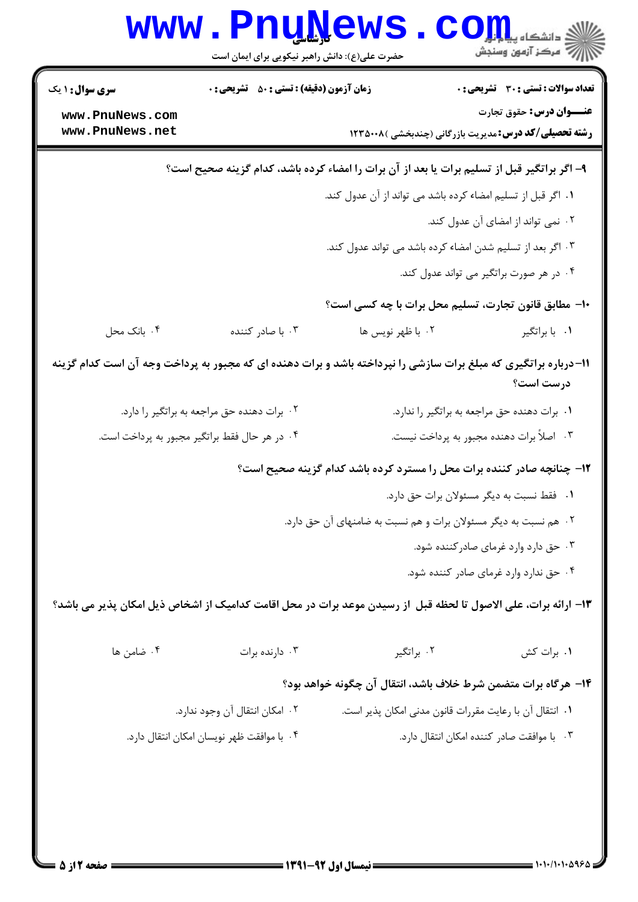**سری سوال:** ۱ یک | **زمان آزمون (دقیقه) : تستی :** ۵۰ **تشریحی :** ۰ | **تعداد سوالات : تستی :** ۳۰ **تشریحی :** ۰

**عنـــوان درس:** حقوق تجارت

**رشته تحصیلی/کد درس:** مدیریت بازرگانی (چندبخشی )۱۲۳۵۰۰۸

**۹- اگر براتگیر قبل از تسلیم برات یا بعد از آن برات را امضاء کرده باشد، کدام گزینه صحیح است؟**

۱. اگر قبل از تسلیم امضاء کرده باشد می تواند از آن عدول کند.

۲. نمی تواند از امضای آن عدول کند.

۳. اگر بعد از تسلیم شدن امضاء کرده باشد می تواند عدول کند.

۴. در هر صورت براتگیر می تواند عدول کند.

**۱۰- مطابق قانون تجارت، تسلیم محل برات با چه کسی است؟**

۱. با براتگیر
۲. با ظهر نویس ها
۳. با صادر کننده
۴. بانک محل

**۱۱- درباره براتگیری که مبلغ برات سازشی را نپرداخته باشد و برات دهنده ای که مجبور به پرداخت وجه آن است کدام گزینه درست است؟**

۱. برات دهنده حق مراجعه به براتگیر را ندارد.

۲. برات دهنده حق مراجعه به براتگیر را دارد.

۳. اصلاً برات دهنده مجبور به پرداخت نیست.

۴. در هر حال فقط براتگیر مجبور به پرداخت است.

**۱۲- چنانچه صادر کننده برات محل را مسترد کرده باشد کدام گزینه صحیح است؟**

۱. فقط نسبت به دیگر مسئولان برات حق دارد.

۲. هم نسبت به دیگر مسئولان برات و هم نسبت به ضامنهای آن حق دارد.

۳. حق دارد وارد غرمای صادرکننده شود.

۴. حق ندارد وارد غرمای صادر کننده شود.

**۱۳- ارائه برات، علی الاصول تا لحظه قبل از رسیدن موعد برات در محل اقامت کدامیک از اشخاص ذیل امکان پذیر می باشد؟**

۱. برات کش
۲. براتگیر
۳. دارنده برات
۴. ضامن ها

**۱۴- هرگاه برات متضمن شرط خلاف باشد، انتقال آن چگونه خواهد بود؟**

۱. انتقال آن با رعایت مقررات قانون مدنی امکان پذیر است.

۲. امکان انتقال آن وجود ندارد.

۳. با موافقت صادر کننده امکان انتقال دارد.

۴. با موافقت ظهر نویسان امکان انتقال دارد.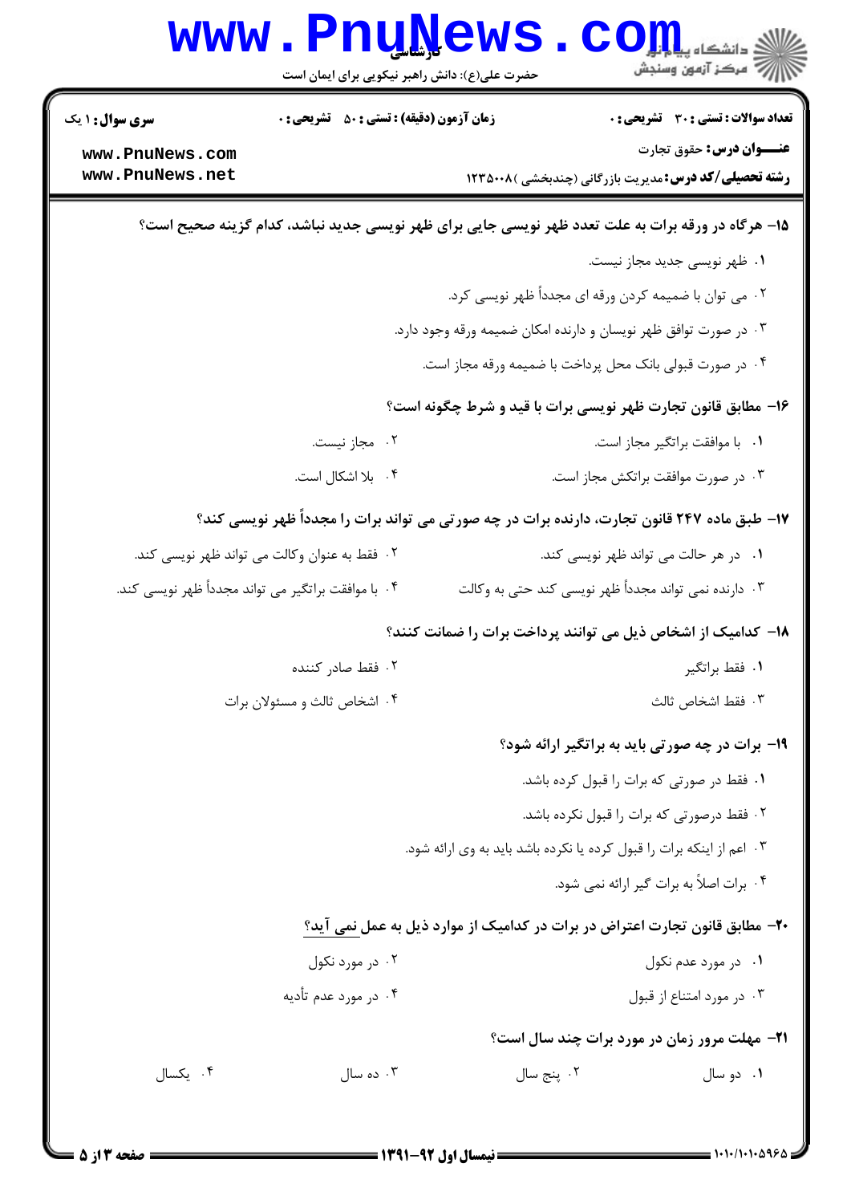۱۵- هرگاه در ورقه برات به علت تعدد ظهر نویسی جایی برای ظهر نویسی جدید نباشد، کدام گزینه صحیح است؟

۱. ظهر نویسی جدید مجاز نیست.

۲. می توان با ضمیمه کردن ورقه ای مجدداً ظهر نویسی کرد.

۳. در صورت توافق ظهر نویسان و دارنده امکان ضمیمه ورقه وجود دارد.

۴. در صورت قبولی بانک محل پرداخت با ضمیمه ورقه مجاز است.

۱۶- مطابق قانون تجارت ظهر نویسی برات با قید و شرط چگونه است؟

۱. با موافقت براتگیر مجاز است.

۲. مجاز نیست.

۳. در صورت موافقت براتکش مجاز است.

۴. بلا اشکال است.

۱۷- طبق ماده ۲۴۷ قانون تجارت، دارنده برات در چه صورتی می تواند برات را مجدداً ظهر نویسی کند؟

۱. در هر حالت می تواند ظهر نویسی کند.

۲. فقط به عنوان وکالت می تواند ظهر نویسی کند.

۳. دارنده نمی تواند مجدداً ظهر نویسی کند حتی به وکالت

۴. با موافقت براتگیر می تواند مجدداً ظهر نویسی کند.

۱۸- کدامیک از اشخاص ذیل می توانند پرداخت برات را ضمانت کنند؟

۱. فقط براتگیر

۲. فقط صادر کننده

۳. فقط اشخاص ثالث

۴. اشخاص ثالث و مسئولان برات

۱۹- برات در چه صورتی باید به براتگیر ارائه شود؟

۱. فقط در صورتی که برات را قبول کرده باشد.

۲. فقط درصورتی که برات را قبول نکرده باشد.

۳. اعم از اینکه برات را قبول کرده یا نکرده باشد باید به وی ارائه شود.

۴. برات اصلاً به برات گیر ارائه نمی شود.

۲۰- مطابق قانون تجارت اعتراض در برات در کدامیک از موارد ذیل به عمل نمی آید؟

۱. در مورد عدم نکول

۲. در مورد نکول

۳. در مورد امتناع از قبول

۴. در مورد عدم تأدیه

۲۱- مهلت مرور زمان در مورد برات چند سال است؟

۱. دو سال

۲. پنج سال

۳. ده سال

۴. یکسال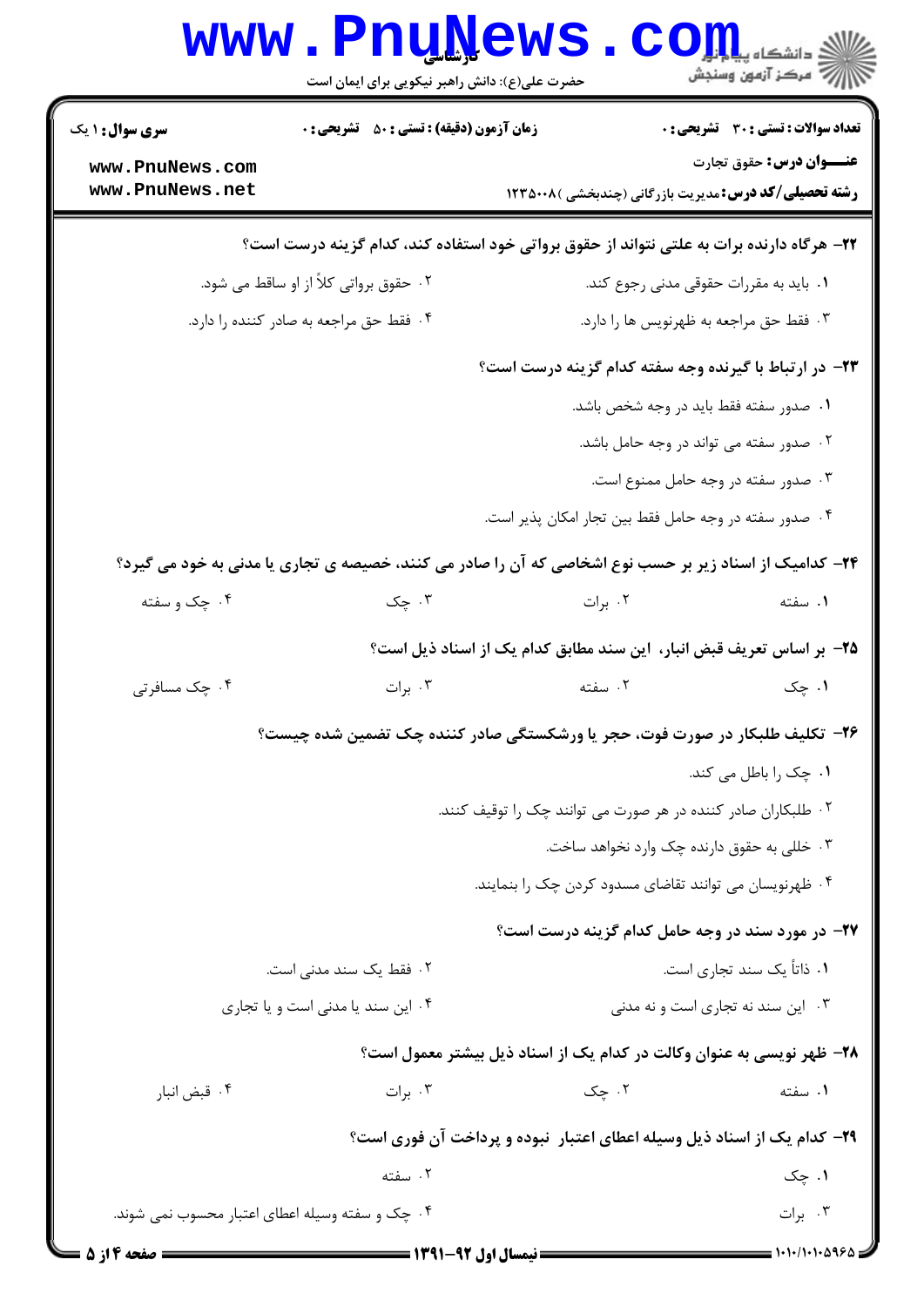۲۲- هرگاه دارنده برات به علتی نتواند از حقوق برواتی خود استفاده کند، کدام گزینه درست است؟

۱. باید به مقررات حقوقی مدنی رجوع کند.

۲. حقوق برواتی کلاً از او ساقط می شود.

۳. فقط حق مراجعه به ظهرنویس ها را دارد.

۴. فقط حق مراجعه به صادر کننده را دارد.

۲۳- در ارتباط با گیرنده وجه سفته کدام گزینه درست است؟

۱. صدور سفته فقط باید در وجه شخص باشد.

۲. صدور سفته می تواند در وجه حامل باشد.

۳. صدور سفته در وجه حامل ممنوع است.

۴. صدور سفته در وجه حامل فقط بین تجار امکان پذیر است.

۲۴- کدامیک از اسناد زیر بر حسب نوع اشخاصی که آن را صادر می کنند، خصیصه ی تجاری یا مدنی به خود می گیرد؟

۱. سفته

۲. برات

۳. چک

۴. چک و سفته

۲۵- بر اساس تعریف قبض انبار، این سند مطابق کدام یک از اسناد ذیل است؟

۱. چک

۲. سفته

۳. برات

۴. چک مسافرتی

۲۶- تکلیف طلبکار در صورت فوت، حجر یا ورشکستگی صادر کننده چک تضمین شده چیست؟

۱. چک را باطل می کند.

۲. طلبکاران صادر کننده در هر صورت می توانند چک را توقیف کنند.

۳. خللی به حقوق دارنده چک وارد نخواهد ساخت.

۴. ظهرنویسان می توانند تقاضای مسدود کردن چک را بنمایند.

۲۷- در مورد سند در وجه حامل کدام گزینه درست است؟

۱. ذاتاً یک سند تجاری است.

۲. فقط یک سند مدنی است.

۳. این سند نه تجاری است و نه مدنی

۴. این سند یا مدنی است و یا تجاری

۲۸- ظهر نویسی به عنوان وکالت در کدام یک از اسناد ذیل بیشتر معمول است؟

۱. سفته

۲. چک

۳. برات

۴. قبض انبار

۲۹- کدام یک از اسناد ذیل وسیله اعطای اعتبار نبوده و پرداخت آن فوری است؟

۱. چک

۲. سفته

۳. برات

۴. چک و سفته وسیله اعطای اعتبار محسوب نمی شوند.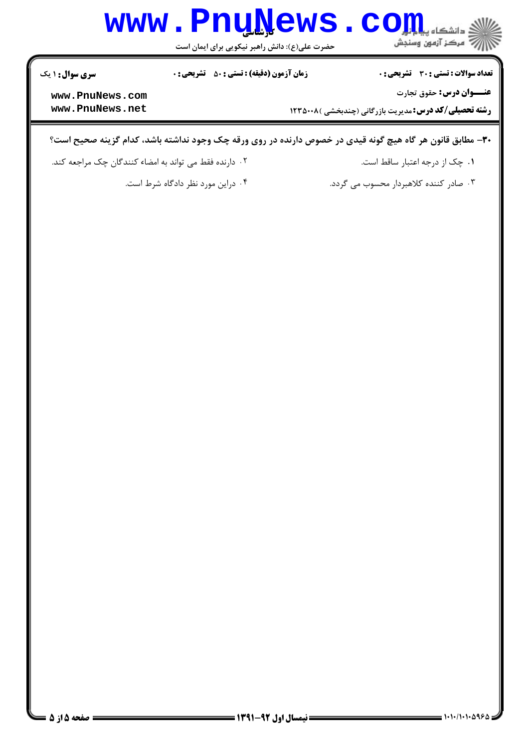**۳۰- مطابق قانون هر گاه هیچ گونه قیدی در خصوص دارنده در روی ورقه چک وجود نداشته باشد، کدام گزینه صحیح است؟**

۱. چک از درجه اعتبار ساقط است.

۲. دارنده فقط می تواند به امضاء کنندگان چک مراجعه کند.

۳. صادر کننده کلاهبردار محسوب می گردد.

۴. دراین مورد نظر دادگاه شرط است.